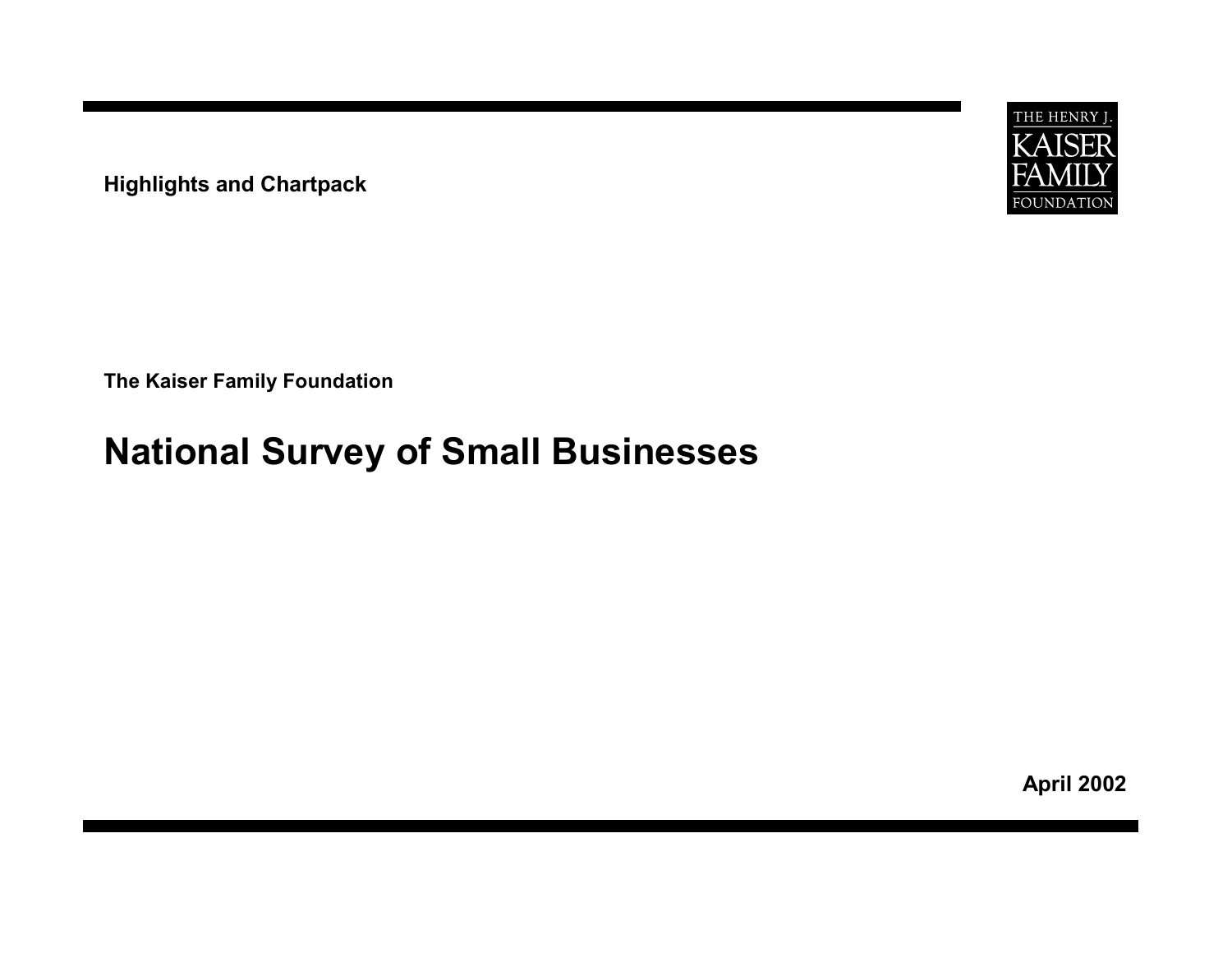**Highlights and Chartpack**

THE HENRY J. KAISER FAMILY FOUNDATION

**The Kaiser Family Foundation**

# National Survey of Small Businesses

**April 2002**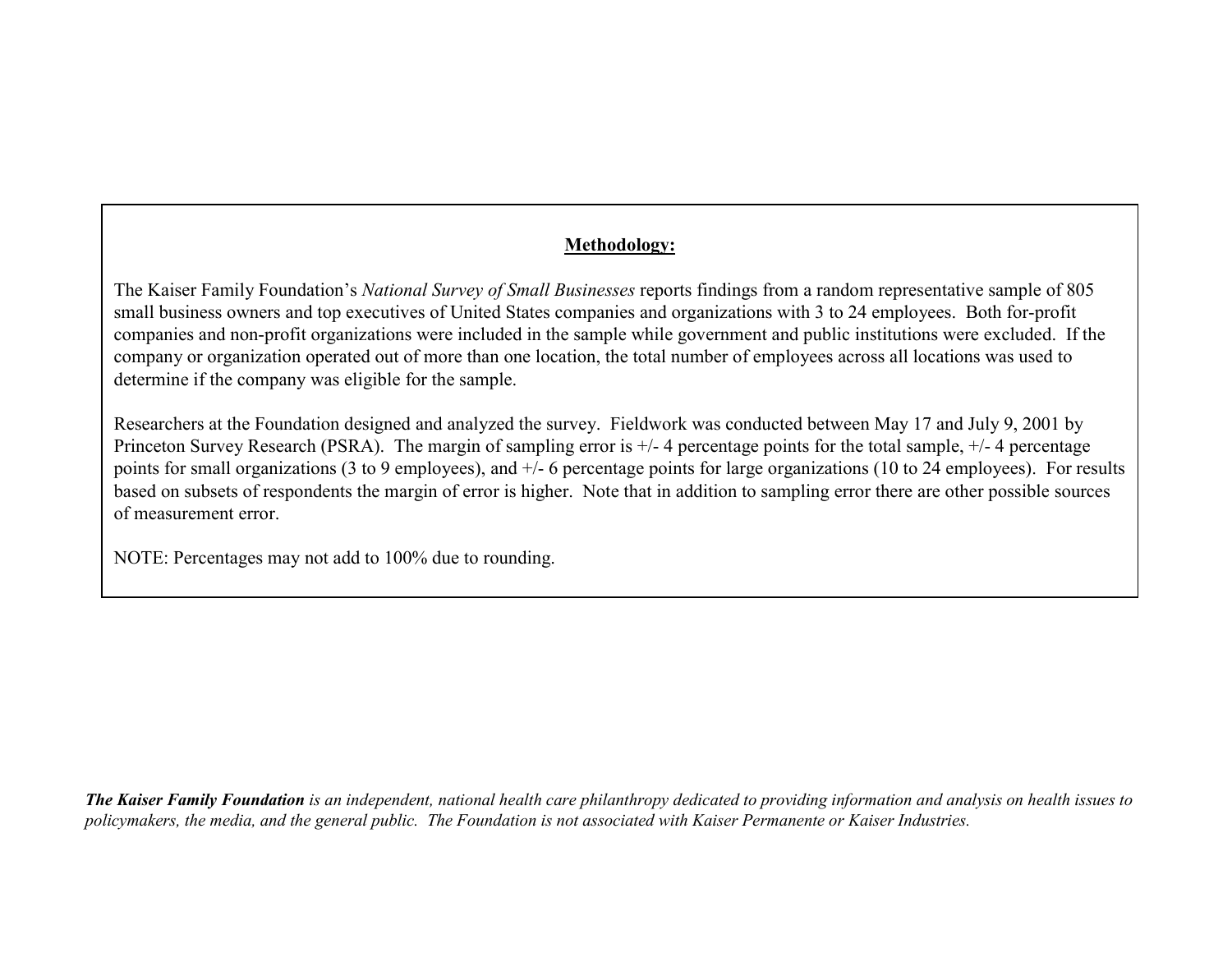## **Methodology:**

The Kaiser Family Foundation's *National Survey of Small Businesses* reports findings from a random representative sample of 805 small business owners and top executives of United States companies and organizations with 3 to 24 employees. Both for-profit companies and non-profit organizations were included in the sample while government and public institutions were excluded. If the company or organization operated out of more than one location, the total number of employees across all locations was used to determine if the company was eligible for the sample.

Researchers at the Foundation designed and analyzed the survey. Fieldwork was conducted between May 17 and July 9, 2001 by Princeton Survey Research (PSRA). The margin of sampling error is +/- 4 percentage points for the total sample, +/- 4 percentage points for small organizations (3 to 9 employees), and +/- 6 percentage points for large organizations (10 to 24 employees). For results based on subsets of respondents the margin of error is higher. Note that in addition to sampling error there are other possible sources of measurement error.

NOTE: Percentages may not add to 100% due to rounding.

***The Kaiser Family Foundation*** *is an independent, national health care philanthropy dedicated to providing information and analysis on health issues to policymakers, the media, and the general public. The Foundation is not associated with Kaiser Permanente or Kaiser Industries.*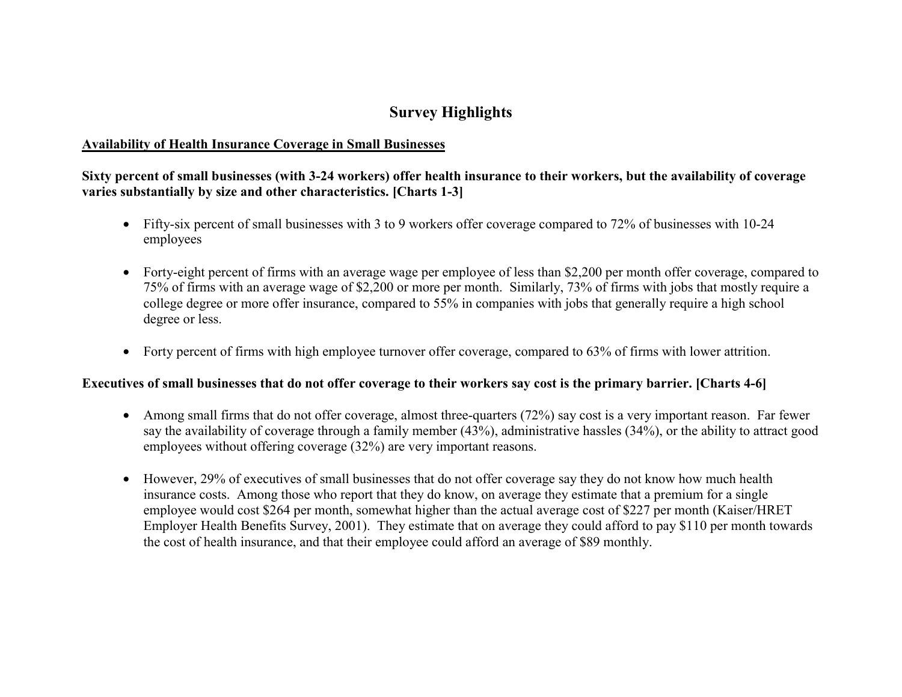# Survey Highlights

## Availability of Health Insurance Coverage in Small Businesses

**Sixty percent of small businesses (with 3-24 workers) offer health insurance to their workers, but the availability of coverage varies substantially by size and other characteristics. [Charts 1-3]**

- Fifty-six percent of small businesses with 3 to 9 workers offer coverage compared to 72% of businesses with 10-24 employees

- Forty-eight percent of firms with an average wage per employee of less than $2,200 per month offer coverage, compared to 75% of firms with an average wage of $2,200 or more per month. Similarly, 73% of firms with jobs that mostly require a college degree or more offer insurance, compared to 55% in companies with jobs that generally require a high school degree or less.

- Forty percent of firms with high employee turnover offer coverage, compared to 63% of firms with lower attrition.

**Executives of small businesses that do not offer coverage to their workers say cost is the primary barrier. [Charts 4-6]**

- Among small firms that do not offer coverage, almost three-quarters (72%) say cost is a very important reason. Far fewer say the availability of coverage through a family member (43%), administrative hassles (34%), or the ability to attract good employees without offering coverage (32%) are very important reasons.

- However, 29% of executives of small businesses that do not offer coverage say they do not know how much health insurance costs. Among those who report that they do know, on average they estimate that a premium for a single employee would cost $264 per month, somewhat higher than the actual average cost of $227 per month (Kaiser/HRET Employer Health Benefits Survey, 2001). They estimate that on average they could afford to pay $110 per month towards the cost of health insurance, and that their employee could afford an average of $89 monthly.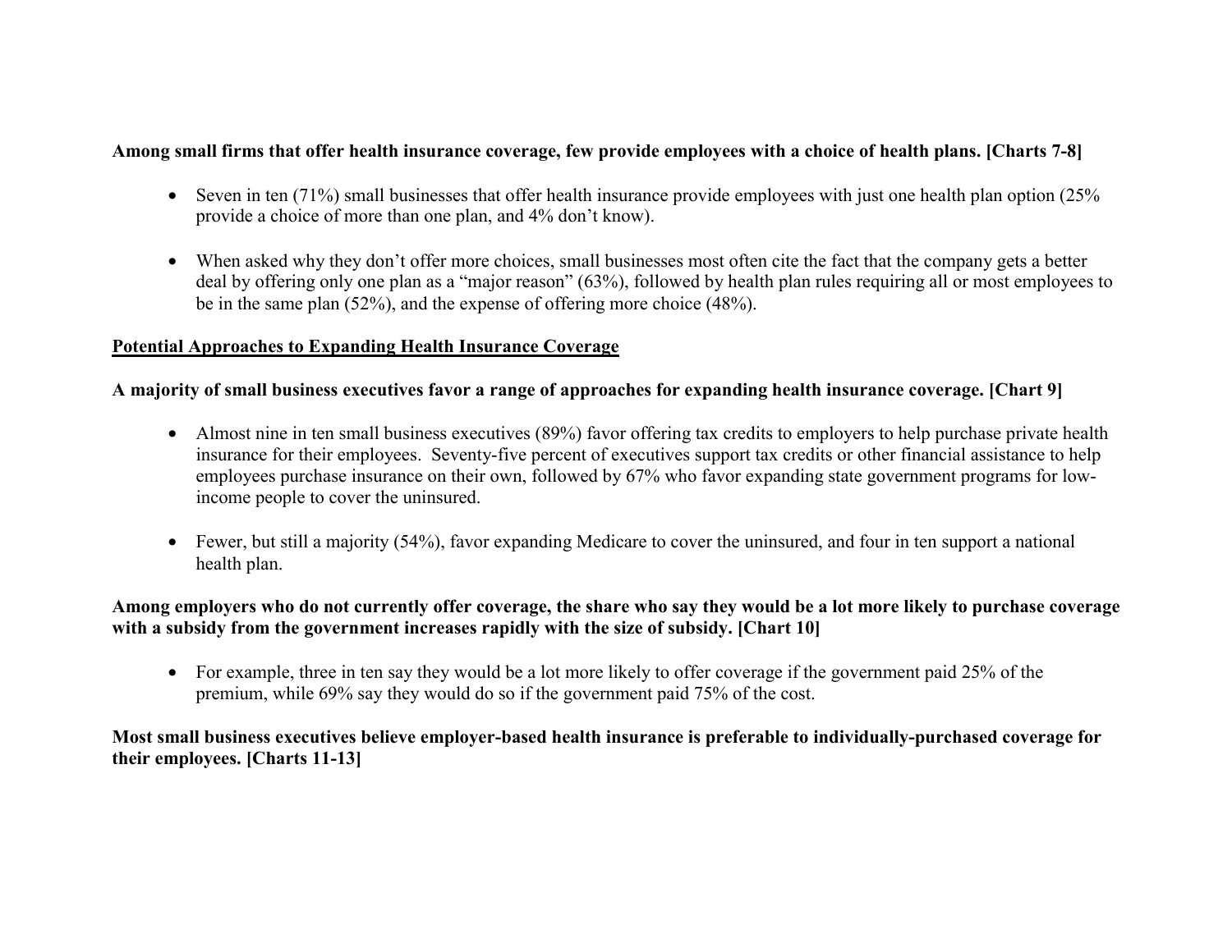**Among small firms that offer health insurance coverage, few provide employees with a choice of health plans. [Charts 7-8]**

- Seven in ten (71%) small businesses that offer health insurance provide employees with just one health plan option (25% provide a choice of more than one plan, and 4% don't know).

- When asked why they don't offer more choices, small businesses most often cite the fact that the company gets a better deal by offering only one plan as a "major reason" (63%), followed by health plan rules requiring all or most employees to be in the same plan (52%), and the expense of offering more choice (48%).

## Potential Approaches to Expanding Health Insurance Coverage

**A majority of small business executives favor a range of approaches for expanding health insurance coverage. [Chart 9]**

- Almost nine in ten small business executives (89%) favor offering tax credits to employers to help purchase private health insurance for their employees. Seventy-five percent of executives support tax credits or other financial assistance to help employees purchase insurance on their own, followed by 67% who favor expanding state government programs for low-income people to cover the uninsured.

- Fewer, but still a majority (54%), favor expanding Medicare to cover the uninsured, and four in ten support a national health plan.

**Among employers who do not currently offer coverage, the share who say they would be a lot more likely to purchase coverage with a subsidy from the government increases rapidly with the size of subsidy. [Chart 10]**

- For example, three in ten say they would be a lot more likely to offer coverage if the government paid 25% of the premium, while 69% say they would do so if the government paid 75% of the cost.

**Most small business executives believe employer-based health insurance is preferable to individually-purchased coverage for their employees. [Charts 11-13]**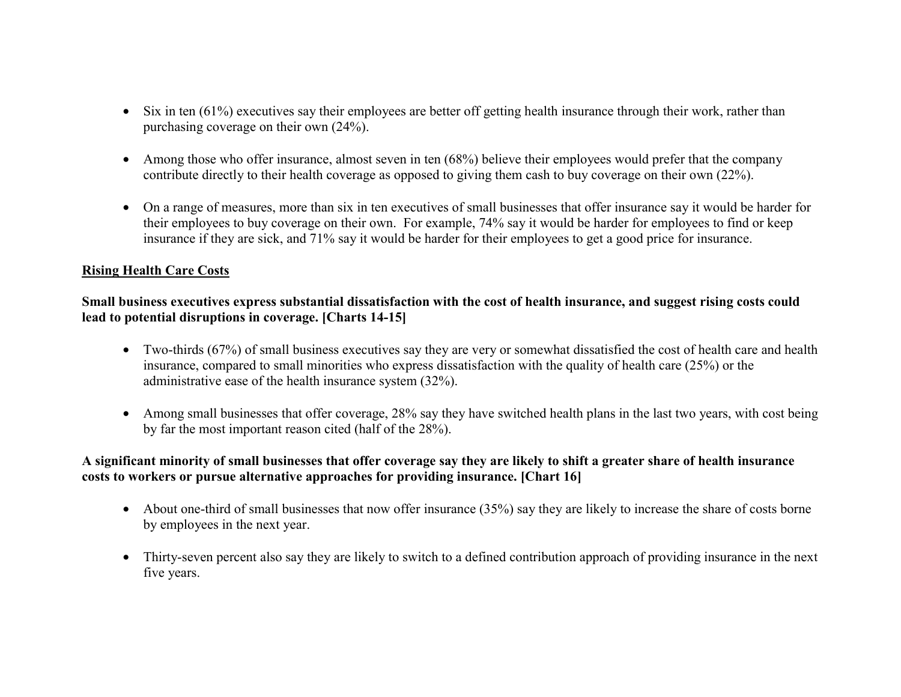- Six in ten (61%) executives say their employees are better off getting health insurance through their work, rather than purchasing coverage on their own (24%).

- Among those who offer insurance, almost seven in ten (68%) believe their employees would prefer that the company contribute directly to their health coverage as opposed to giving them cash to buy coverage on their own (22%).

- On a range of measures, more than six in ten executives of small businesses that offer insurance say it would be harder for their employees to buy coverage on their own. For example, 74% say it would be harder for employees to find or keep insurance if they are sick, and 71% say it would be harder for their employees to get a good price for insurance.

<u>**Rising Health Care Costs**</u>

**Small business executives express substantial dissatisfaction with the cost of health insurance, and suggest rising costs could lead to potential disruptions in coverage. [Charts 14-15]**

- Two-thirds (67%) of small business executives say they are very or somewhat dissatisfied the cost of health care and health insurance, compared to small minorities who express dissatisfaction with the quality of health care (25%) or the administrative ease of the health insurance system (32%).

- Among small businesses that offer coverage, 28% say they have switched health plans in the last two years, with cost being by far the most important reason cited (half of the 28%).

**A significant minority of small businesses that offer coverage say they are likely to shift a greater share of health insurance costs to workers or pursue alternative approaches for providing insurance. [Chart 16]**

- About one-third of small businesses that now offer insurance (35%) say they are likely to increase the share of costs borne by employees in the next year.

- Thirty-seven percent also say they are likely to switch to a defined contribution approach of providing insurance in the next five years.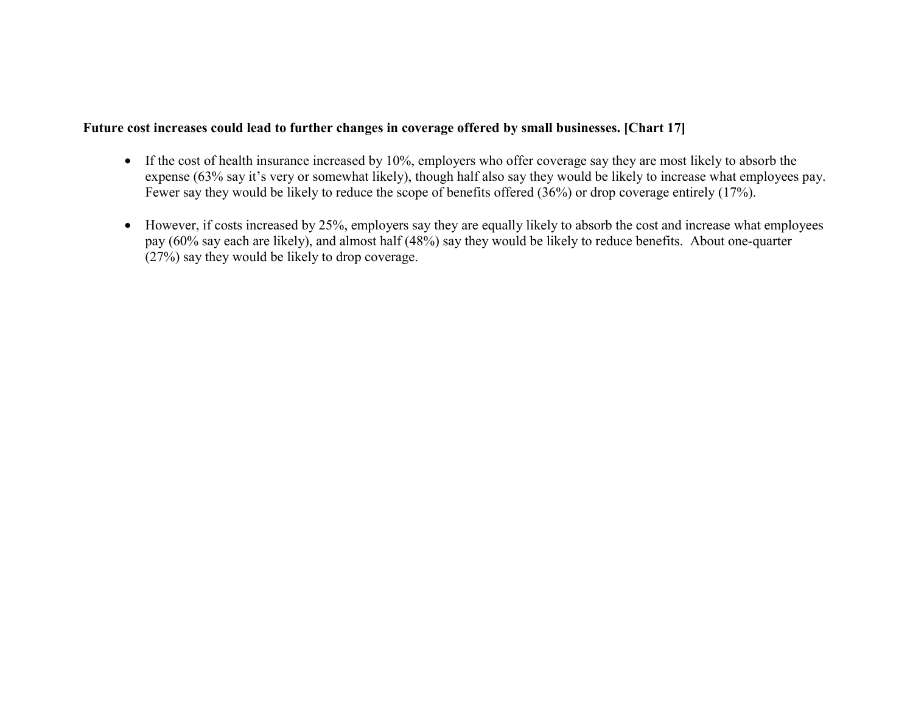**Future cost increases could lead to further changes in coverage offered by small businesses. [Chart 17]**

- If the cost of health insurance increased by 10%, employers who offer coverage say they are most likely to absorb the expense (63% say it's very or somewhat likely), though half also say they would be likely to increase what employees pay. Fewer say they would be likely to reduce the scope of benefits offered (36%) or drop coverage entirely (17%).

- However, if costs increased by 25%, employers say they are equally likely to absorb the cost and increase what employees pay (60% say each are likely), and almost half (48%) say they would be likely to reduce benefits. About one-quarter (27%) say they would be likely to drop coverage.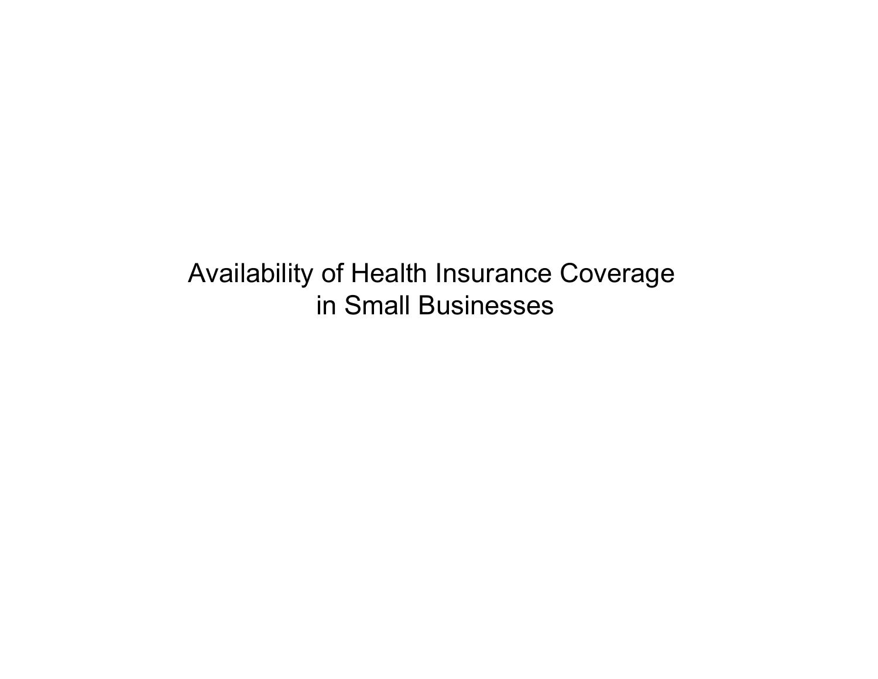# Availability of Health Insurance Coverage in Small Businesses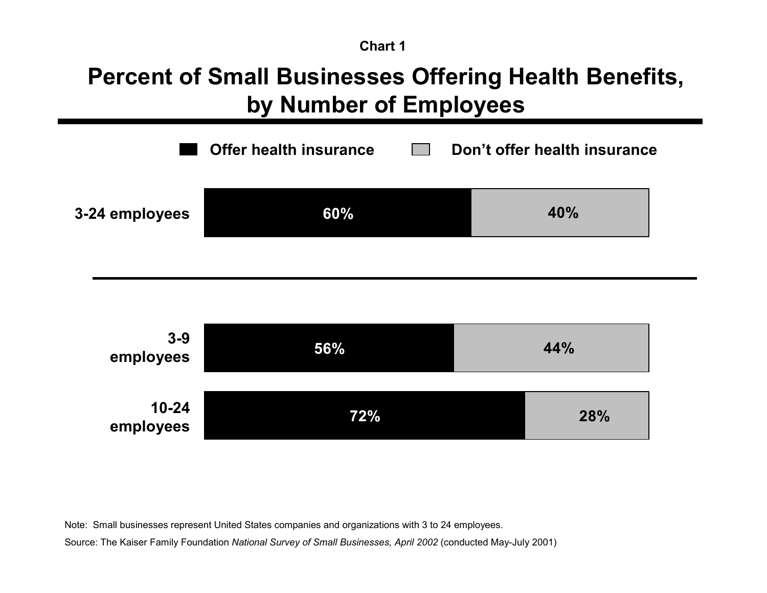Chart 1

# Percent of Small Businesses Offering Health Benefits, by Number of Employees

| | Offer health insurance | Don't offer health insurance |
|---|---|---|
| 3-24 employees | 60% | 40% |
| 3-9 employees | 56% | 44% |
| 10-24 employees | 72% | 28% |

Note: Small businesses represent United States companies and organizations with 3 to 24 employees.

Source: The Kaiser Family Foundation *National Survey of Small Businesses, April 2002* (conducted May-July 2001)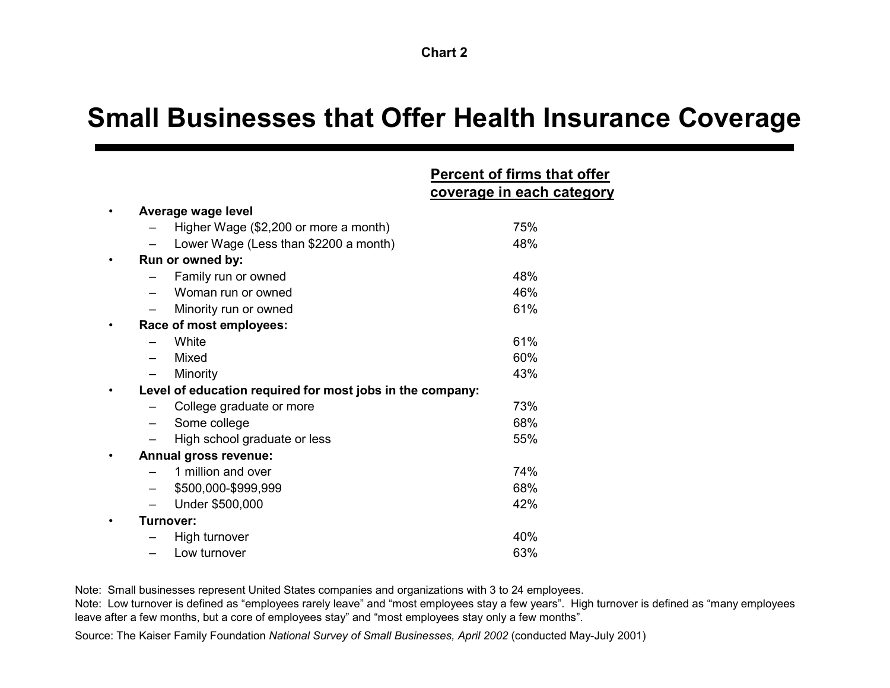Chart 2

# Small Businesses that Offer Health Insurance Coverage

| | Percent of firms that offer coverage in each category |
|---|---|
| **Average wage level** | |
| – Higher Wage ($2,200 or more a month) | 75% |
| – Lower Wage (Less than $2200 a month) | 48% |
| **Run or owned by:** | |
| – Family run or owned | 48% |
| – Woman run or owned | 46% |
| – Minority run or owned | 61% |
| **Race of most employees:** | |
| – White | 61% |
| – Mixed | 60% |
| – Minority | 43% |
| **Level of education required for most jobs in the company:** | |
| – College graduate or more | 73% |
| – Some college | 68% |
| – High school graduate or less | 55% |
| **Annual gross revenue:** | |
| – 1 million and over | 74% |
| – $500,000-$999,999 | 68% |
| – Under $500,000 | 42% |
| **Turnover:** | |
| – High turnover | 40% |
| – Low turnover | 63% |

Note: Small businesses represent United States companies and organizations with 3 to 24 employees.

Note: Low turnover is defined as "employees rarely leave" and "most employees stay a few years". High turnover is defined as "many employees leave after a few months, but a core of employees stay" and "most employees stay only a few months".

Source: The Kaiser Family Foundation *National Survey of Small Businesses, April 2002* (conducted May-July 2001)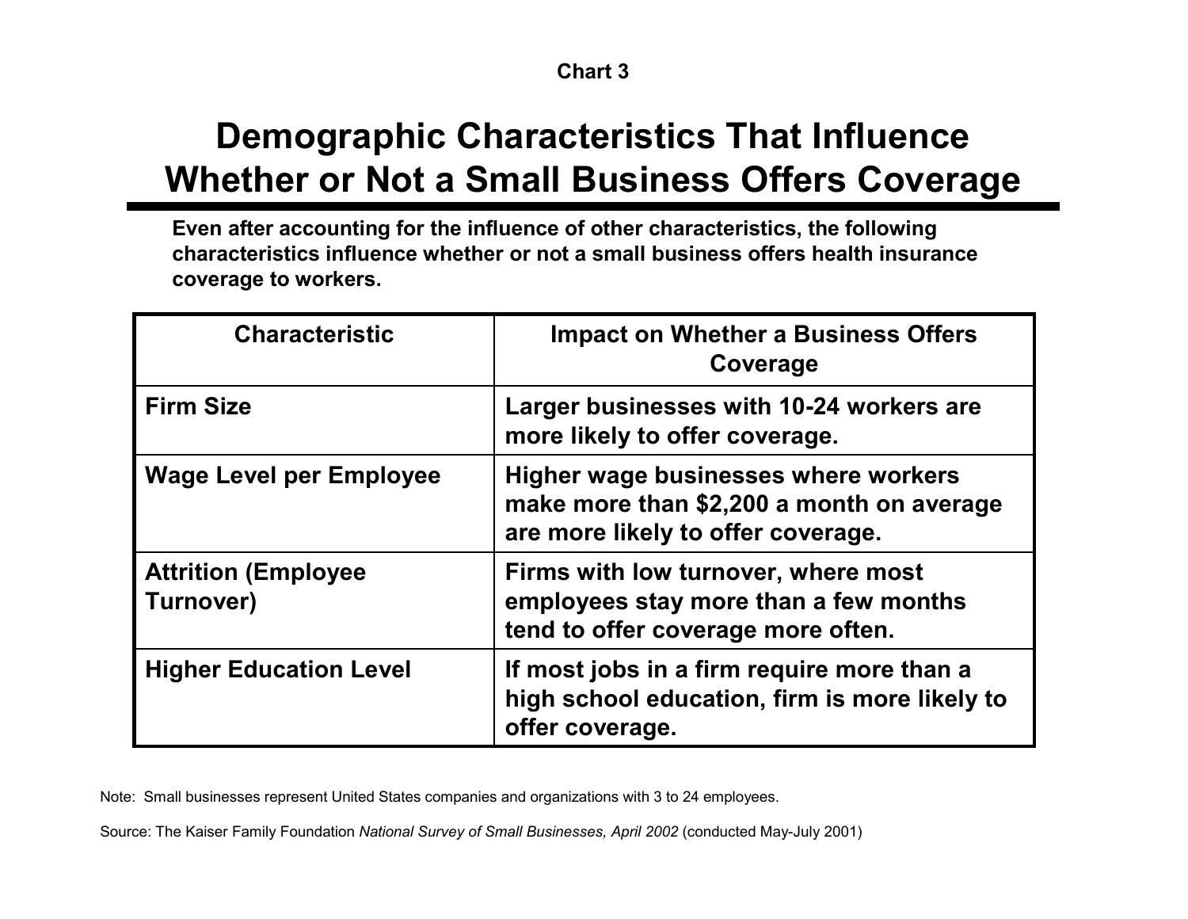Chart 3

# Demographic Characteristics That Influence Whether or Not a Small Business Offers Coverage

**Even after accounting for the influence of other characteristics, the following characteristics influence whether or not a small business offers health insurance coverage to workers.**

| Characteristic | Impact on Whether a Business Offers Coverage |
|---|---|
| **Firm Size** | **Larger businesses with 10-24 workers are more likely to offer coverage.** |
| **Wage Level per Employee** | **Higher wage businesses where workers make more than $2,200 a month on average are more likely to offer coverage.** |
| **Attrition (Employee Turnover)** | **Firms with low turnover, where most employees stay more than a few months tend to offer coverage more often.** |
| **Higher Education Level** | **If most jobs in a firm require more than a high school education, firm is more likely to offer coverage.** |

Note: Small businesses represent United States companies and organizations with 3 to 24 employees.

Source: The Kaiser Family Foundation *National Survey of Small Businesses, April 2002* (conducted May-July 2001)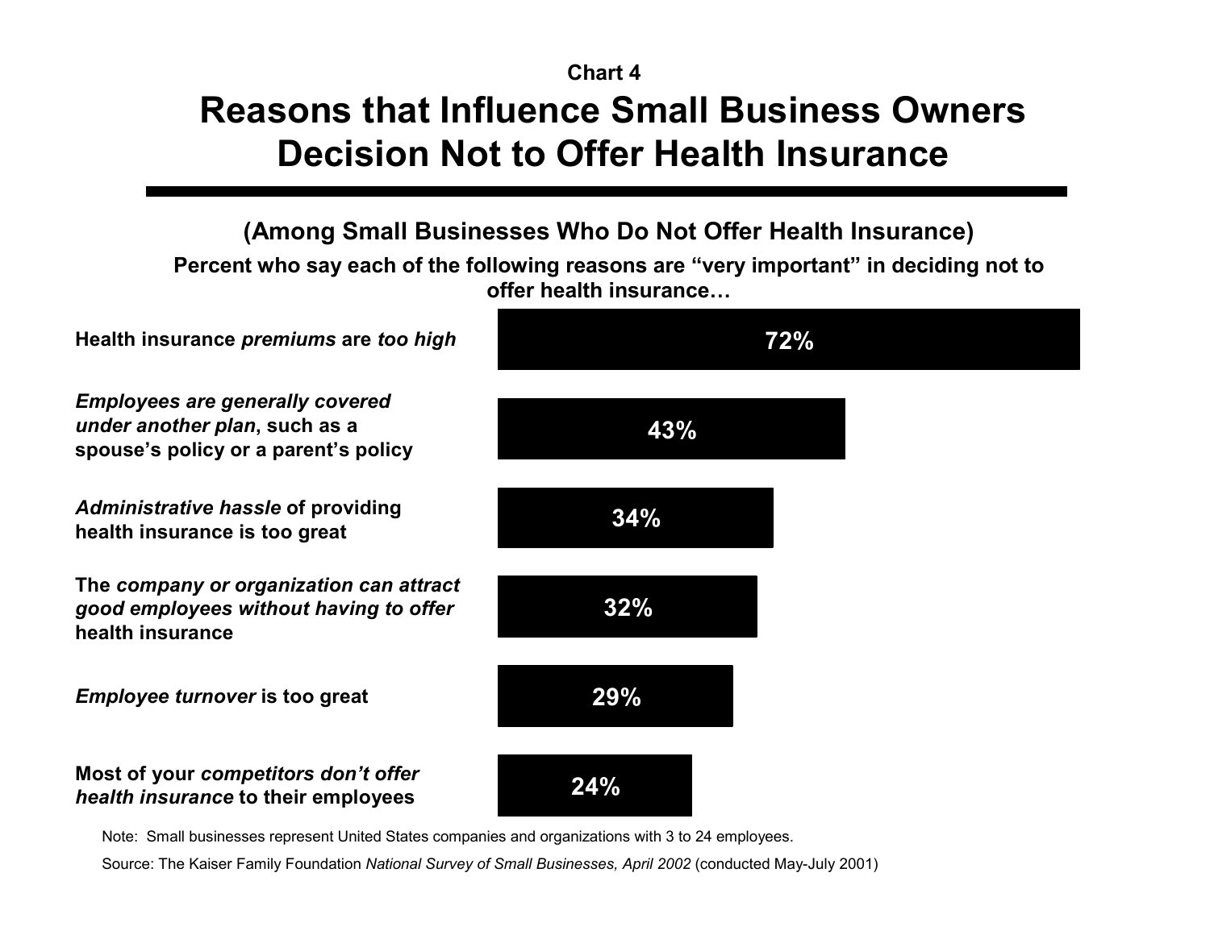Chart 4

# Reasons that Influence Small Business Owners Decision Not to Offer Health Insurance

## (Among Small Businesses Who Do Not Offer Health Insurance)

**Percent who say each of the following reasons are "very important" in deciding not to offer health insurance…**

| Reason | Percent |
| --- | --- |
| **Health insurance *premiums* are *too high*** | 72% |
| ***Employees are generally covered under another plan*, such as a spouse's policy or a parent's policy** | 43% |
| ***Administrative hassle* of providing health insurance is too great** | 34% |
| **The *company or organization can attract good employees without having to offer* health insurance** | 32% |
| ***Employee turnover* is too great** | 29% |
| **Most of your *competitors don't offer health insurance* to their employees** | 24% |

Note: Small businesses represent United States companies and organizations with 3 to 24 employees.

Source: The Kaiser Family Foundation *National Survey of Small Businesses, April 2002* (conducted May-July 2001)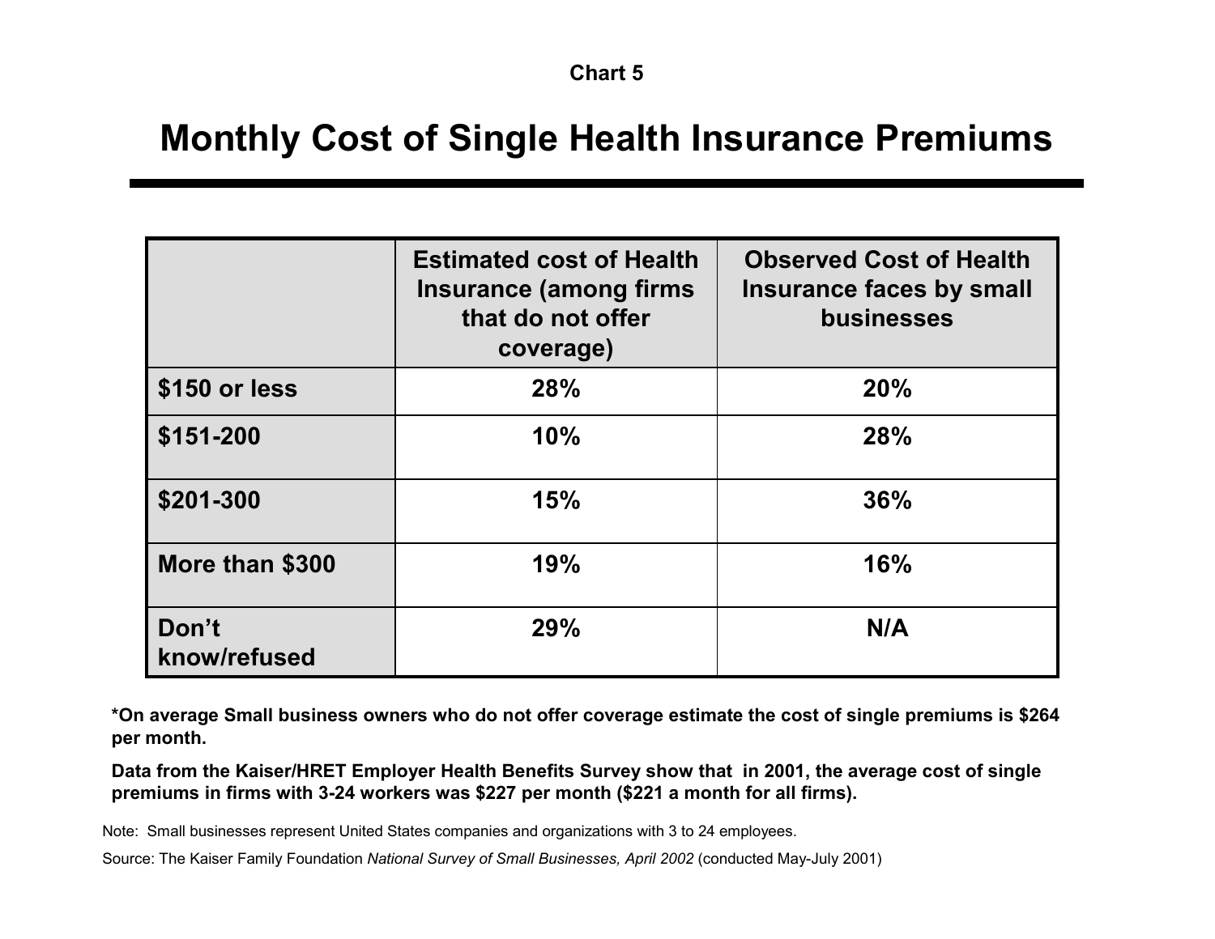Chart 5

# Monthly Cost of Single Health Insurance Premiums

| | Estimated cost of Health Insurance (among firms that do not offer coverage) | Observed Cost of Health Insurance faces by small businesses |
|---|---|---|
| $150 or less | 28% | 20% |
| $151-200 | 10% | 28% |
| $201-300 | 15% | 36% |
| More than $300 | 19% | 16% |
| Don't know/refused | 29% | N/A |

**\*On average Small business owners who do not offer coverage estimate the cost of single premiums is $264 per month.**

**Data from the Kaiser/HRET Employer Health Benefits Survey show that in 2001, the average cost of single premiums in firms with 3-24 workers was $227 per month ($221 a month for all firms).**

Note: Small businesses represent United States companies and organizations with 3 to 24 employees.

Source: The Kaiser Family Foundation *National Survey of Small Businesses, April 2002* (conducted May-July 2001)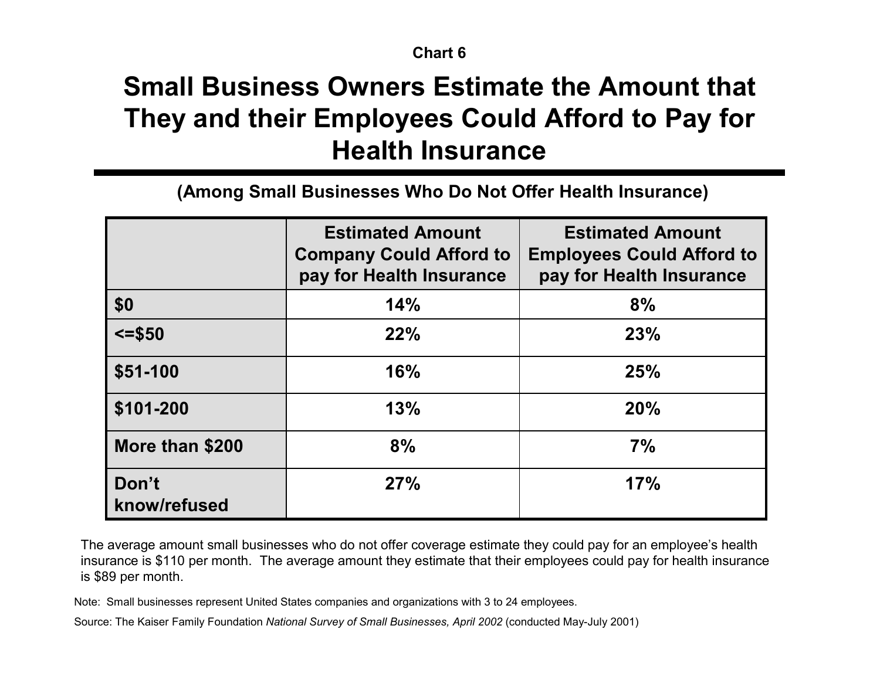**Chart 6**

# Small Business Owners Estimate the Amount that They and their Employees Could Afford to Pay for Health Insurance

## (Among Small Businesses Who Do Not Offer Health Insurance)

| | Estimated Amount Company Could Afford to pay for Health Insurance | Estimated Amount Employees Could Afford to pay for Health Insurance |
|---|---|---|
| **$0** | **14%** | **8%** |
| **<=$50** | **22%** | **23%** |
| **$51-100** | **16%** | **25%** |
| **$101-200** | **13%** | **20%** |
| **More than $200** | **8%** | **7%** |
| **Don't know/refused** | **27%** | **17%** |

The average amount small businesses who do not offer coverage estimate they could pay for an employee's health insurance is $110 per month. The average amount they estimate that their employees could pay for health insurance is $89 per month.

Note: Small businesses represent United States companies and organizations with 3 to 24 employees.

Source: The Kaiser Family Foundation *National Survey of Small Businesses, April 2002* (conducted May-July 2001)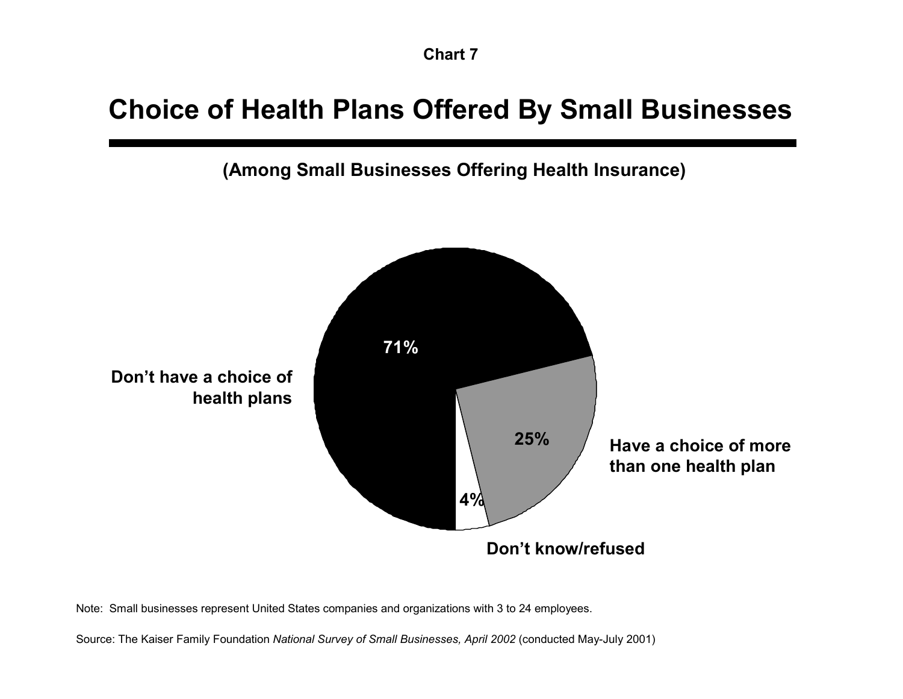Chart 7

# Choice of Health Plans Offered By Small Businesses

**(Among Small Businesses Offering Health Insurance)**

| Response | Percent |
|---|---|
| Don't have a choice of health plans | 71% |
| Have a choice of more than one health plan | 25% |
| Don't know/refused | 4% |

Note: Small businesses represent United States companies and organizations with 3 to 24 employees.

Source: The Kaiser Family Foundation *National Survey of Small Businesses, April 2002* (conducted May-July 2001)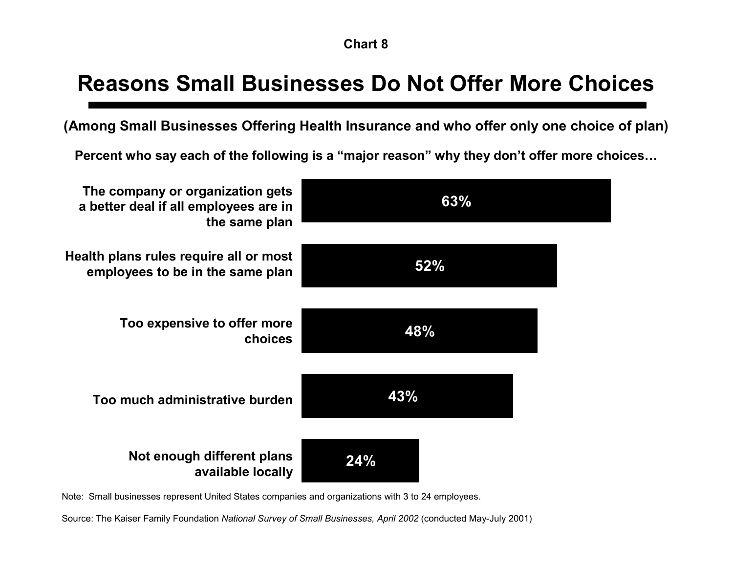Chart 8

# Reasons Small Businesses Do Not Offer More Choices

**(Among Small Businesses Offering Health Insurance and who offer only one choice of plan)**

**Percent who say each of the following is a "major reason" why they don't offer more choices…**

| Reason | Percent |
|---|---|
| The company or organization gets a better deal if all employees are in the same plan | 63% |
| Health plans rules require all or most employees to be in the same plan | 52% |
| Too expensive to offer more choices | 48% |
| Too much administrative burden | 43% |
| Not enough different plans available locally | 24% |

Note: Small businesses represent United States companies and organizations with 3 to 24 employees.

Source: The Kaiser Family Foundation *National Survey of Small Businesses, April 2002* (conducted May-July 2001)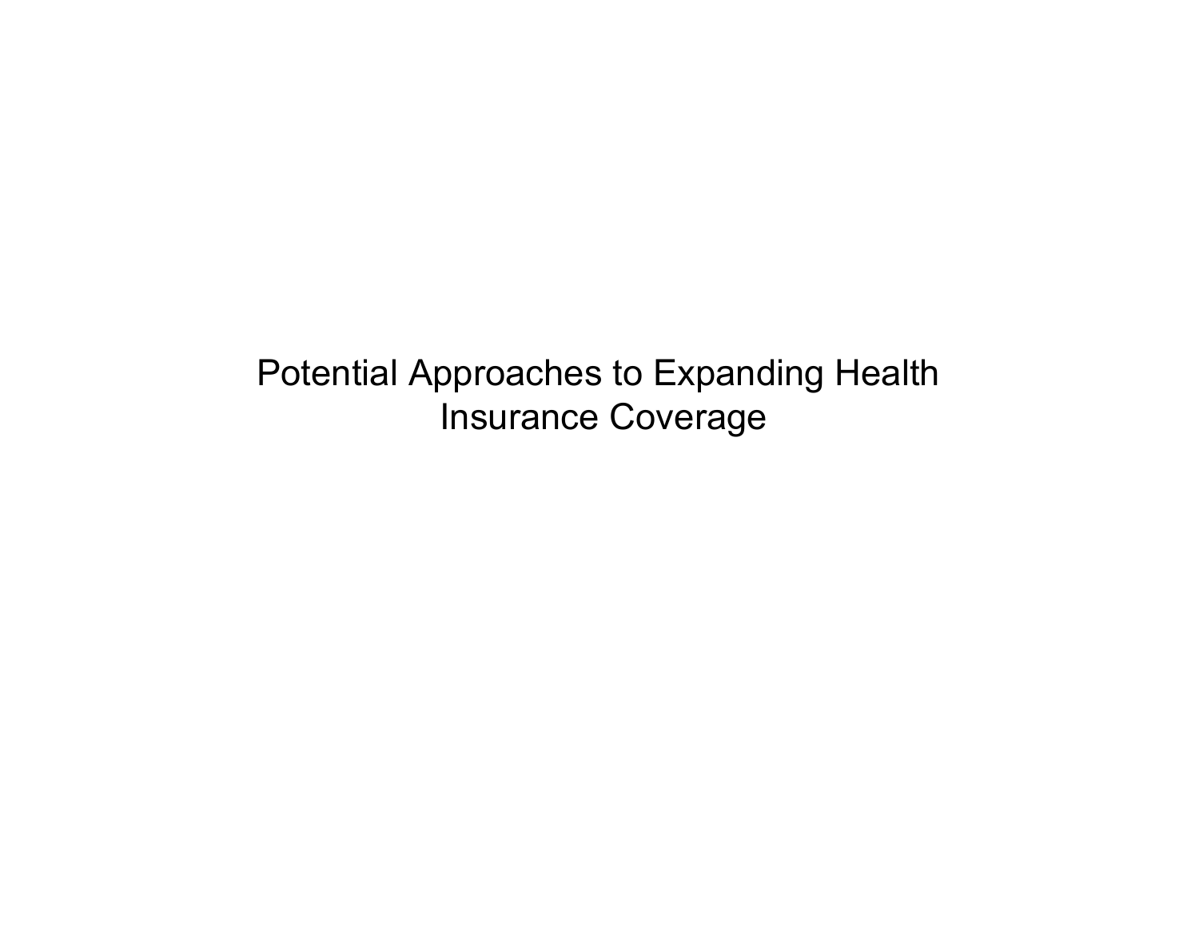# Potential Approaches to Expanding Health Insurance Coverage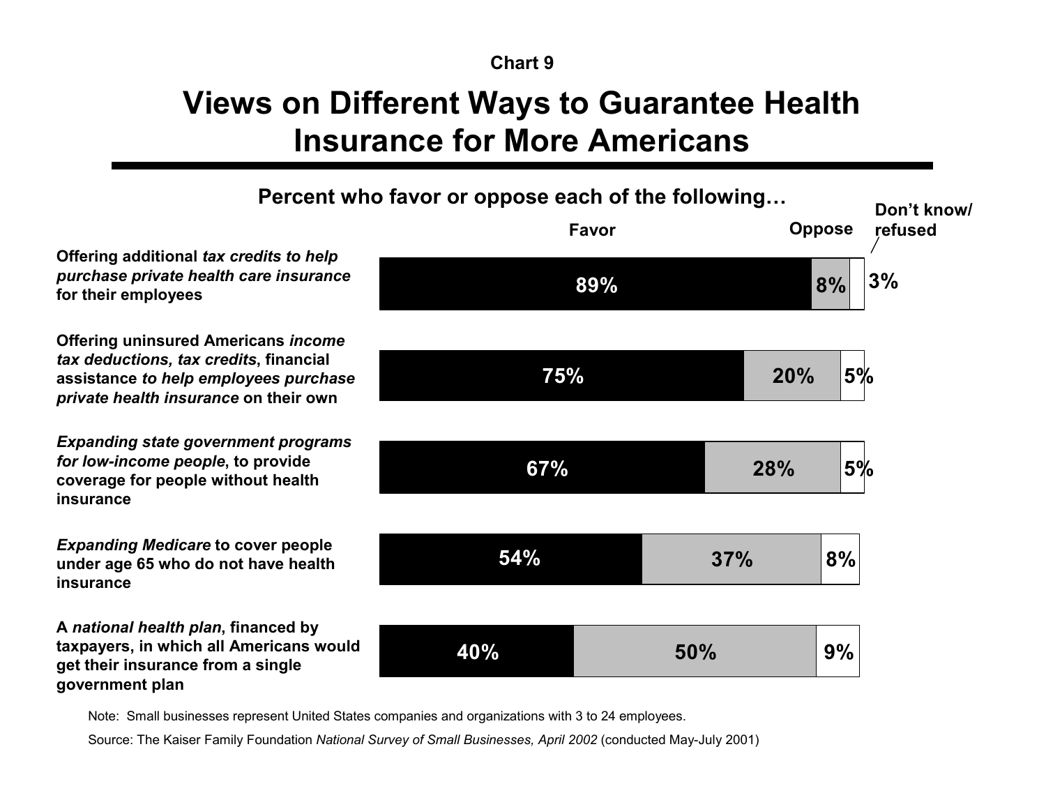Chart 9

# Views on Different Ways to Guarantee Health Insurance for More Americans

**Percent who favor or oppose each of the following…**

| | Favor | Oppose | Don't know/ refused |
|---|---|---|---|
| Offering additional *tax credits to help purchase private health care insurance* for their employees | 89% | 8% | 3% |
| Offering uninsured Americans *income tax deductions, tax credits*, financial assistance *to help employees purchase private health insurance* on their own | 75% | 20% | 5% |
| *Expanding state government programs for low-income people*, to provide coverage for people without health insurance | 67% | 28% | 5% |
| *Expanding Medicare* to cover people under age 65 who do not have health insurance | 54% | 37% | 8% |
| A *national health plan*, financed by taxpayers, in which all Americans would get their insurance from a single government plan | 40% | 50% | 9% |

Note: Small businesses represent United States companies and organizations with 3 to 24 employees.

Source: The Kaiser Family Foundation *National Survey of Small Businesses, April 2002* (conducted May-July 2001)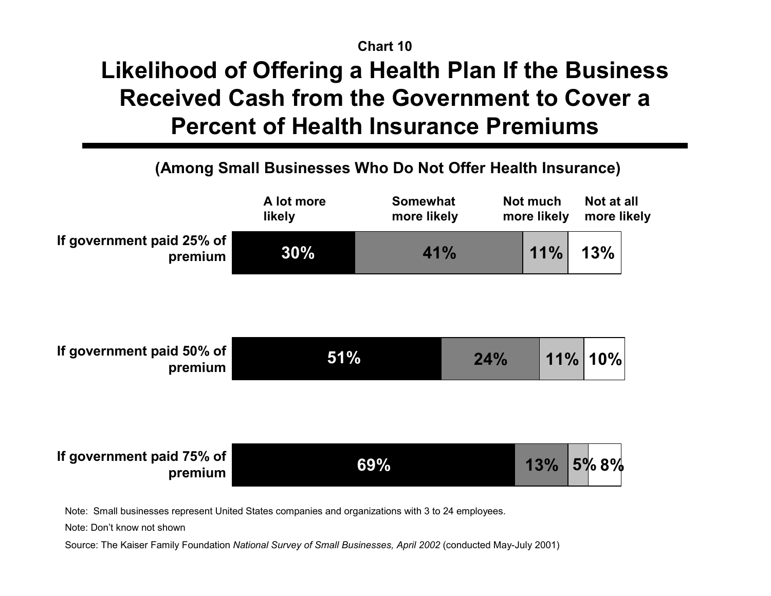Chart 10

# Likelihood of Offering a Health Plan If the Business Received Cash from the Government to Cover a Percent of Health Insurance Premiums

**(Among Small Businesses Who Do Not Offer Health Insurance)**

| | A lot more likely | Somewhat more likely | Not much more likely | Not at all more likely |
|---|---|---|---|---|
| If government paid 25% of premium | 30% | 41% | 11% | 13% |
| If government paid 50% of premium | 51% | 24% | 11% | 10% |
| If government paid 75% of premium | 69% | 13% | 5% | 8% |

Note: Small businesses represent United States companies and organizations with 3 to 24 employees.

Note: Don't know not shown

Source: The Kaiser Family Foundation *National Survey of Small Businesses, April 2002* (conducted May-July 2001)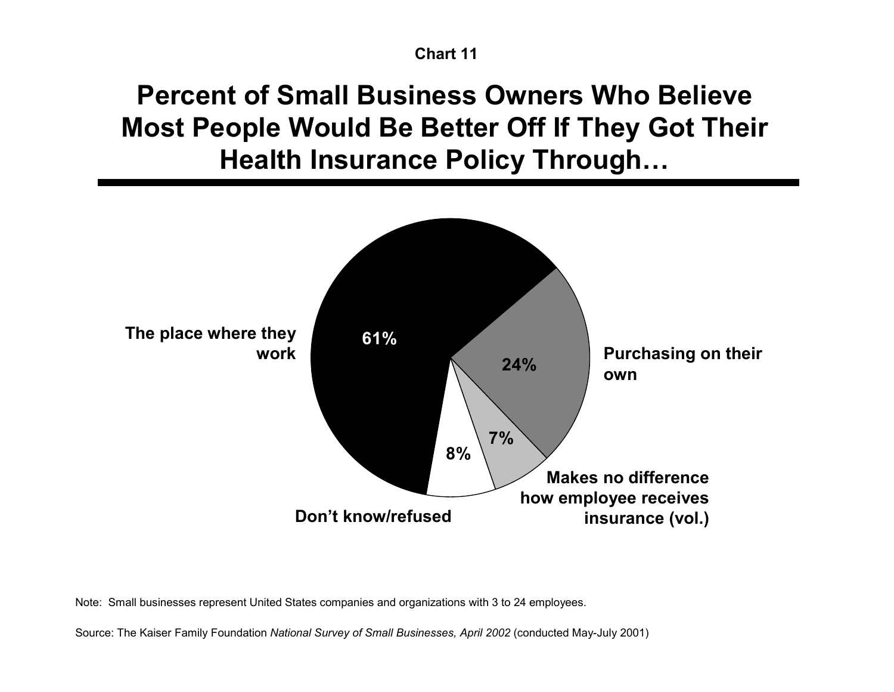Chart 11

# Percent of Small Business Owners Who Believe Most People Would Be Better Off If They Got Their Health Insurance Policy Through…

| Response | Percent |
| --- | --- |
| The place where they work | 61% |
| Purchasing on their own | 24% |
| Makes no difference how employee receives insurance (vol.) | 7% |
| Don't know/refused | 8% |

Note: Small businesses represent United States companies and organizations with 3 to 24 employees.

Source: The Kaiser Family Foundation *National Survey of Small Businesses, April 2002* (conducted May-July 2001)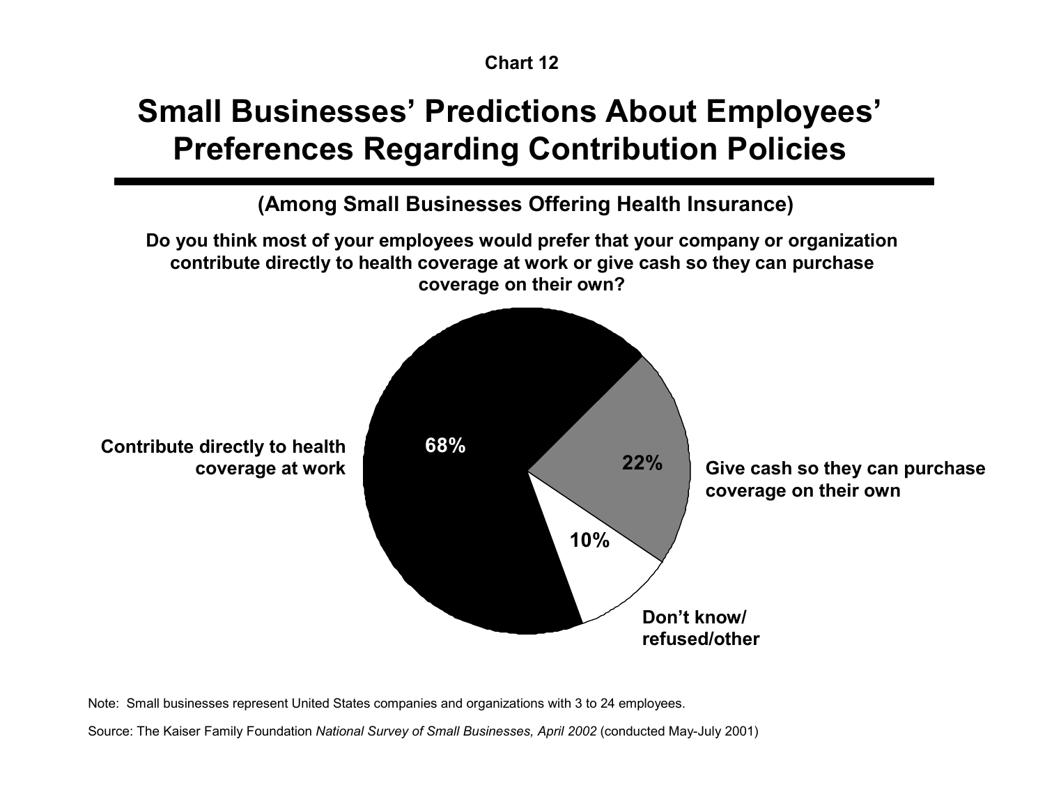Chart 12

# Small Businesses' Predictions About Employees' Preferences Regarding Contribution Policies

**(Among Small Businesses Offering Health Insurance)**

**Do you think most of your employees would prefer that your company or organization contribute directly to health coverage at work or give cash so they can purchase coverage on their own?**

| Response | Percent |
| --- | --- |
| Contribute directly to health coverage at work | 68% |
| Give cash so they can purchase coverage on their own | 22% |
| Don't know/ refused/other | 10% |

Note: Small businesses represent United States companies and organizations with 3 to 24 employees.

Source: The Kaiser Family Foundation *National Survey of Small Businesses, April 2002* (conducted May-July 2001)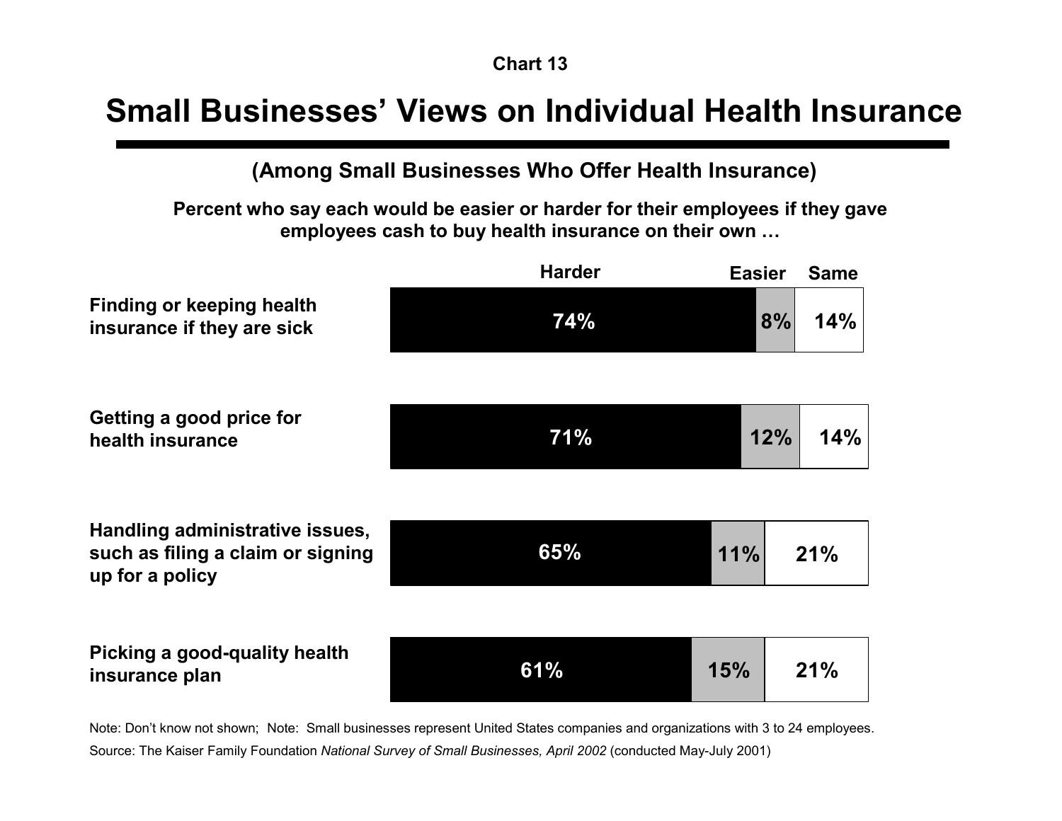**Chart 13**

# Small Businesses' Views on Individual Health Insurance

## (Among Small Businesses Who Offer Health Insurance)

**Percent who say each would be easier or harder for their employees if they gave employees cash to buy health insurance on their own …**

| | Harder | Easier | Same |
|---|---|---|---|
| Finding or keeping health insurance if they are sick | 74% | 8% | 14% |
| Getting a good price for health insurance | 71% | 12% | 14% |
| Handling administrative issues, such as filing a claim or signing up for a policy | 65% | 11% | 21% |
| Picking a good-quality health insurance plan | 61% | 15% | 21% |

Note: Don't know not shown; Note: Small businesses represent United States companies and organizations with 3 to 24 employees.

Source: The Kaiser Family Foundation *National Survey of Small Businesses, April 2002* (conducted May-July 2001)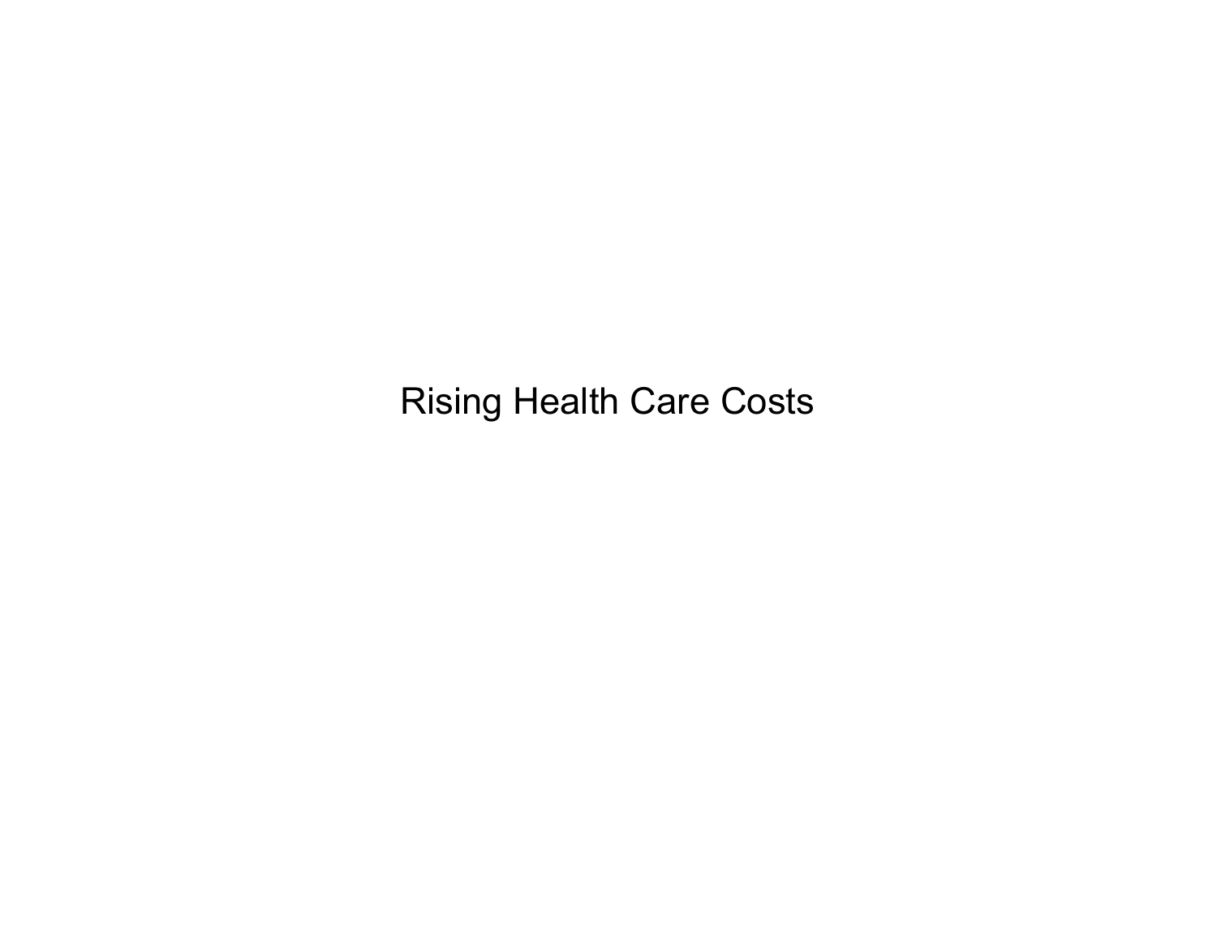# Rising Health Care Costs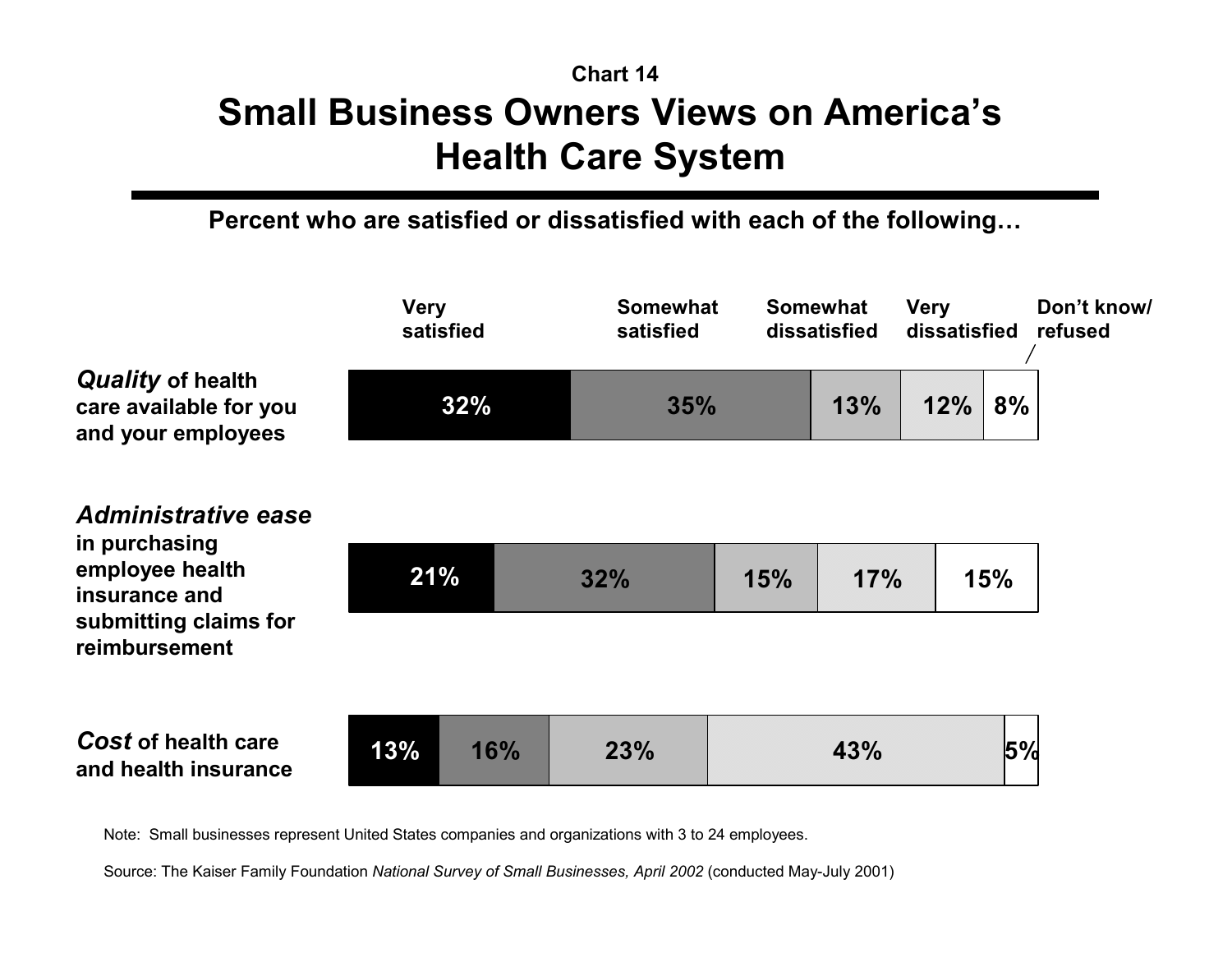Chart 14

# Small Business Owners Views on America's Health Care System

**Percent who are satisfied or dissatisfied with each of the following…**

| | Very satisfied | Somewhat satisfied | Somewhat dissatisfied | Very dissatisfied | Don't know/ refused |
|---|---|---|---|---|---|
| ***Quality*** **of health care available for you and your employees** | 32% | 35% | 13% | 12% | 8% |
| ***Administrative ease*** **in purchasing employee health insurance and submitting claims for reimbursement** | 21% | 32% | 15% | 17% | 15% |
| ***Cost*** **of health care and health insurance** | 13% | 16% | 23% | 43% | 5% |

Note: Small businesses represent United States companies and organizations with 3 to 24 employees.

Source: The Kaiser Family Foundation *National Survey of Small Businesses, April 2002* (conducted May-July 2001)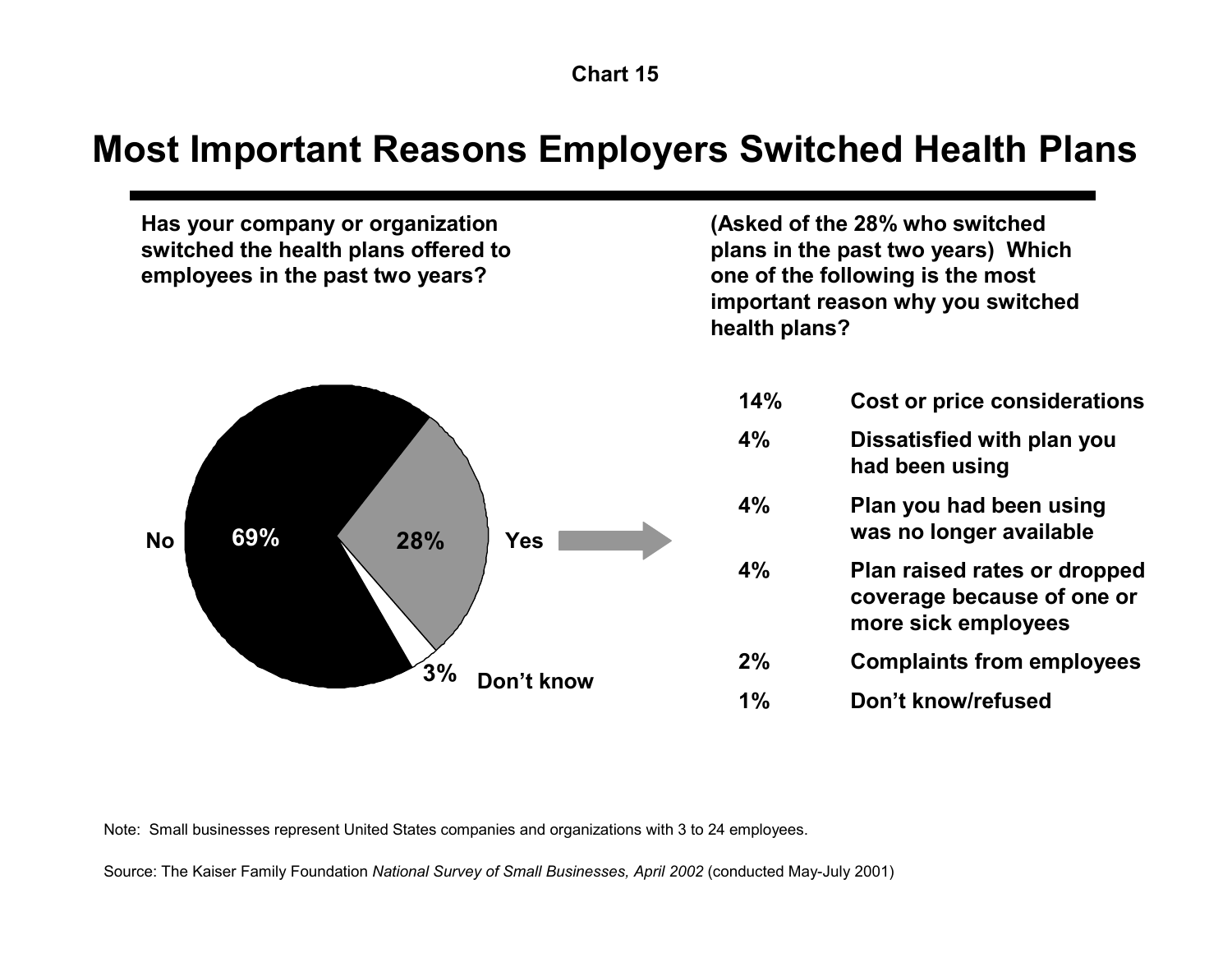Chart 15

# Most Important Reasons Employers Switched Health Plans

**Has your company or organization switched the health plans offered to employees in the past two years?**

| Response | Percent |
| --- | --- |
| No | 69% |
| Yes | 28% |
| Don't know | 3% |

**(Asked of the 28% who switched plans in the past two years) Which one of the following is the most important reason why you switched health plans?**

| Percent | Reason |
| --- | --- |
| 14% | Cost or price considerations |
| 4% | Dissatisfied with plan you had been using |
| 4% | Plan you had been using was no longer available |
| 4% | Plan raised rates or dropped coverage because of one or more sick employees |
| 2% | Complaints from employees |
| 1% | Don't know/refused |

Note: Small businesses represent United States companies and organizations with 3 to 24 employees.

Source: The Kaiser Family Foundation *National Survey of Small Businesses, April 2002* (conducted May-July 2001)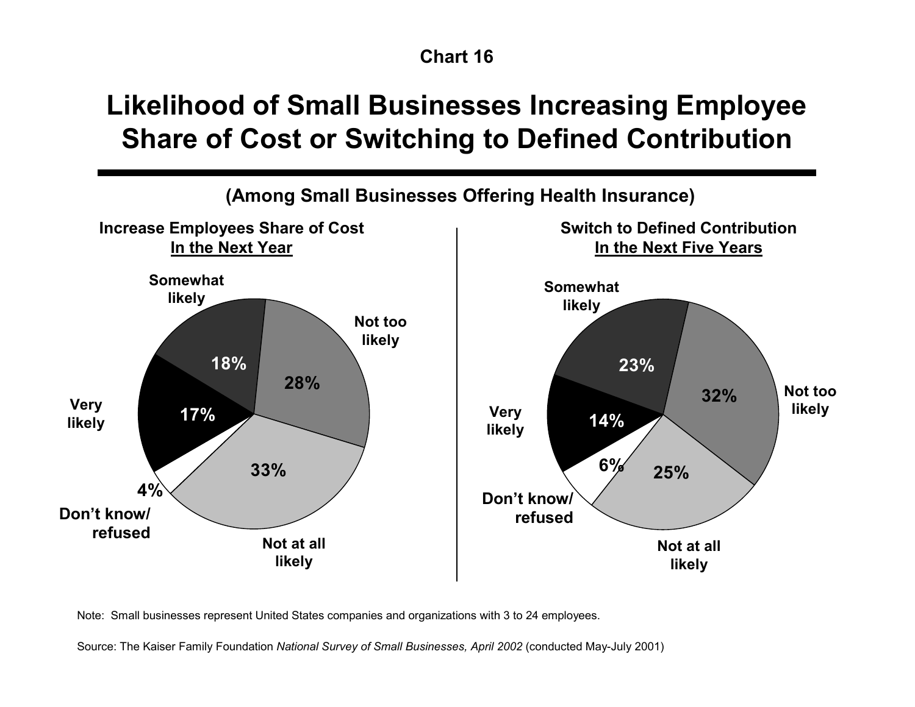Chart 16

# Likelihood of Small Businesses Increasing Employee Share of Cost or Switching to Defined Contribution

**(Among Small Businesses Offering Health Insurance)**

**Increase Employees Share of Cost In the Next Year**

| Response | Percent |
| --- | --- |
| Very likely | 17% |
| Somewhat likely | 18% |
| Not too likely | 28% |
| Not at all likely | 33% |
| Don't know/ refused | 4% |

**Switch to Defined Contribution In the Next Five Years**

| Response | Percent |
| --- | --- |
| Very likely | 14% |
| Somewhat likely | 23% |
| Not too likely | 32% |
| Not at all likely | 25% |
| Don't know/ refused | 6% |

Note: Small businesses represent United States companies and organizations with 3 to 24 employees.

Source: The Kaiser Family Foundation *National Survey of Small Businesses, April 2002* (conducted May-July 2001)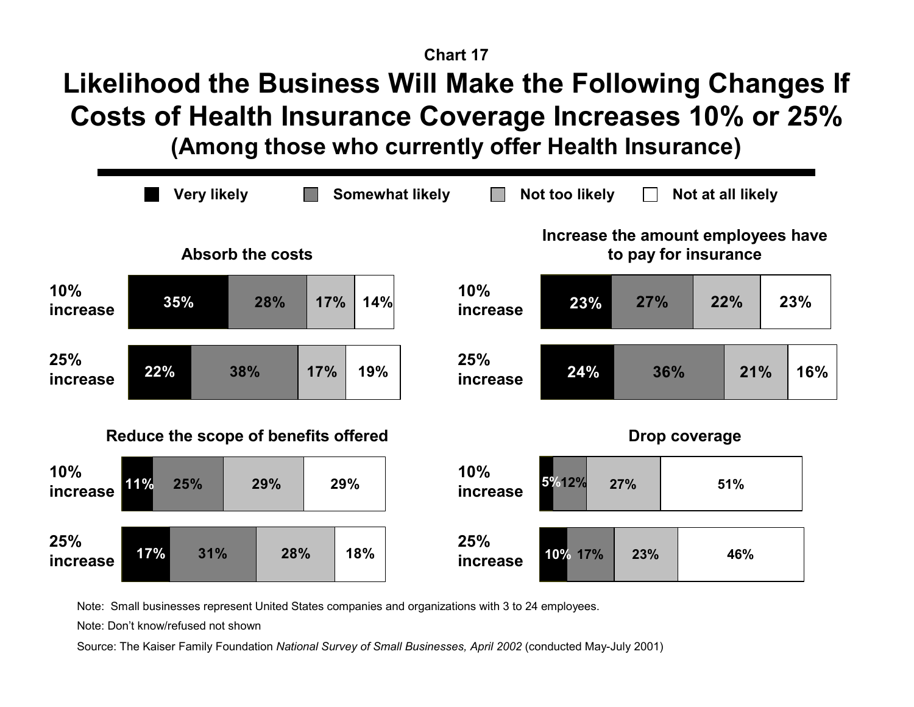Chart 17

# Likelihood the Business Will Make the Following Changes If Costs of Health Insurance Coverage Increases 10% or 25%

## (Among those who currently offer Health Insurance)

### Absorb the costs

| | Very likely | Somewhat likely | Not too likely | Not at all likely |
|---|---|---|---|---|
| 10% increase | 35% | 28% | 17% | 14% |
| 25% increase | 22% | 38% | 17% | 19% |

### Increase the amount employees have to pay for insurance

| | Very likely | Somewhat likely | Not too likely | Not at all likely |
|---|---|---|---|---|
| 10% increase | 23% | 27% | 22% | 23% |
| 25% increase | 24% | 36% | 21% | 16% |

### Reduce the scope of benefits offered

| | Very likely | Somewhat likely | Not too likely | Not at all likely |
|---|---|---|---|---|
| 10% increase | 11% | 25% | 29% | 29% |
| 25% increase | 17% | 31% | 28% | 18% |

### Drop coverage

| | Very likely | Somewhat likely | Not too likely | Not at all likely |
|---|---|---|---|---|
| 10% increase | 5% | 12% | 27% | 51% |
| 25% increase | 10% | 17% | 23% | 46% |

Note: Small businesses represent United States companies and organizations with 3 to 24 employees.

Note: Don't know/refused not shown

Source: The Kaiser Family Foundation *National Survey of Small Businesses, April 2002* (conducted May-July 2001)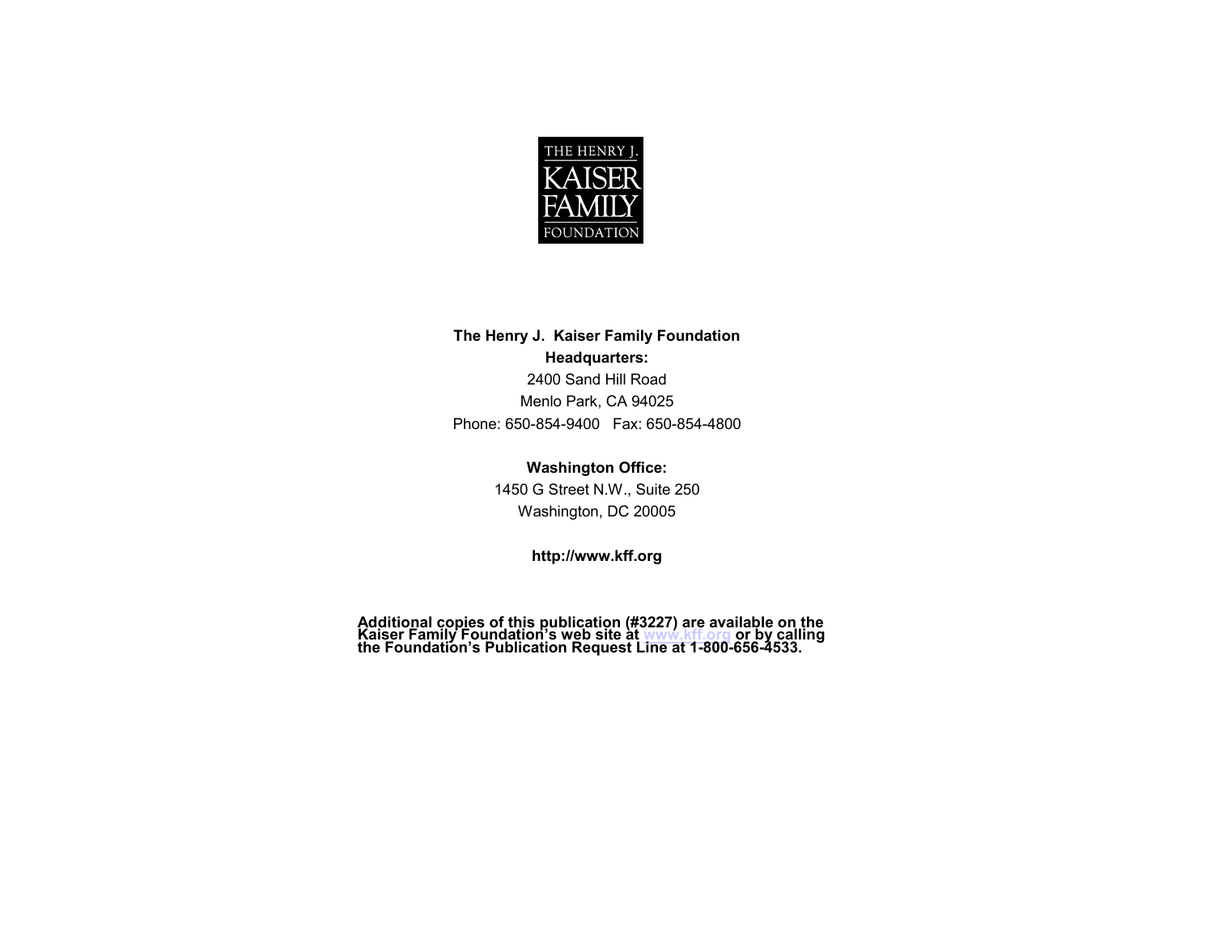THE HENRY J.
KAISER
FAMILY
FOUNDATION

**The Henry J. Kaiser Family Foundation**

**Headquarters:**

2400 Sand Hill Road
Menlo Park, CA 94025
Phone: 650-854-9400 Fax: 650-854-4800

**Washington Office:**

1450 G Street N.W., Suite 250
Washington, DC 20005

**http://www.kff.org**

**Additional copies of this publication (#3227) are available on the Kaiser Family Foundation's web site at www.kff.org or by calling the Foundation's Publication Request Line at 1-800-656-4533.**